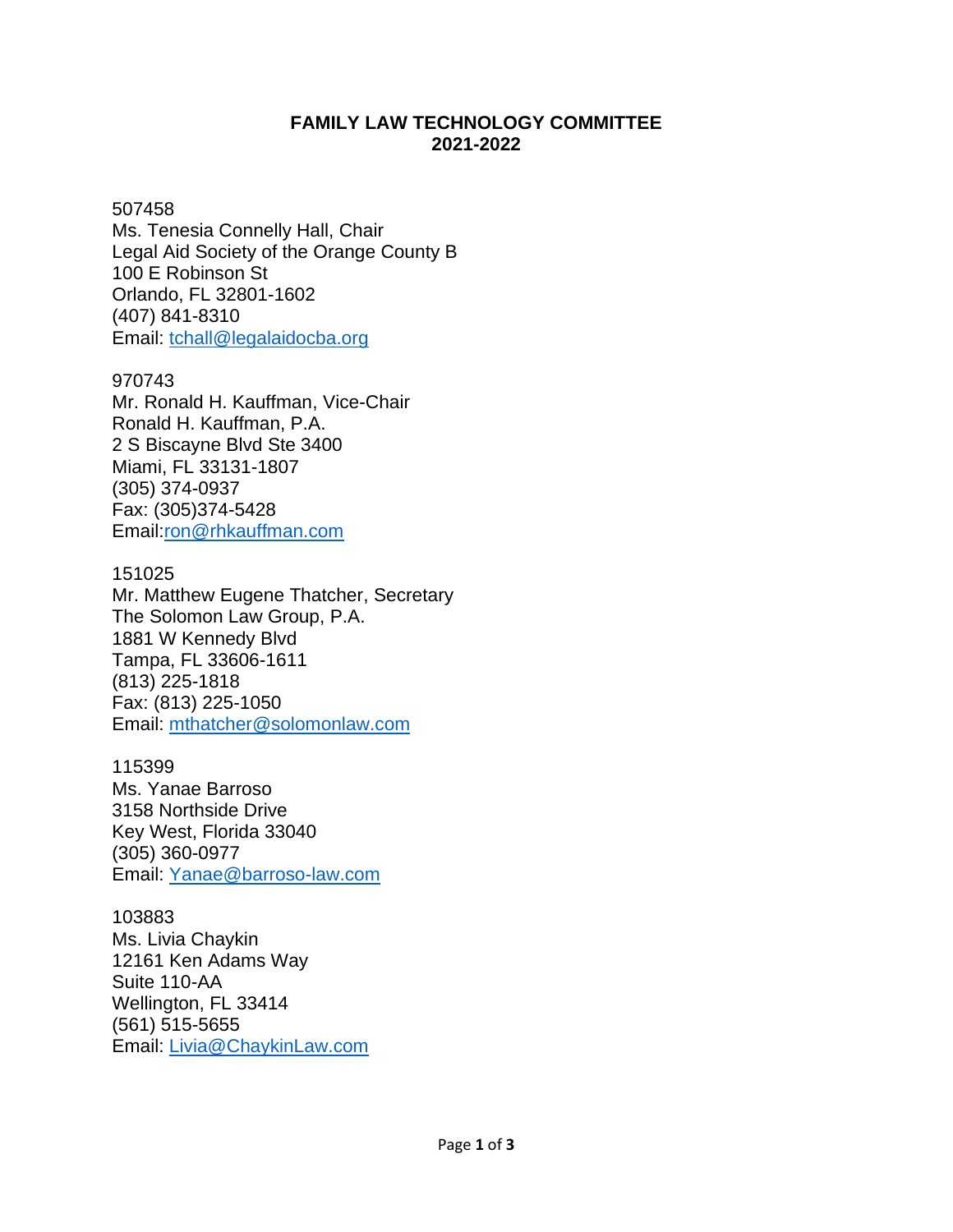**FAMILY LAW TECHNOLOGY COMMITTEE**
**2021-2022**

507458
Ms. Tenesia Connelly Hall, Chair
Legal Aid Society of the Orange County B
100 E Robinson St
Orlando, FL 32801-1602
(407) 841-8310
Email: tchall@legalaidocba.org

970743
Mr. Ronald H. Kauffman, Vice-Chair
Ronald H. Kauffman, P.A.
2 S Biscayne Blvd Ste 3400
Miami, FL 33131-1807
(305) 374-0937
Fax: (305)374-5428
Email:ron@rhkauffman.com

151025
Mr. Matthew Eugene Thatcher, Secretary
The Solomon Law Group, P.A.
1881 W Kennedy Blvd
Tampa, FL 33606-1611
(813) 225-1818
Fax: (813) 225-1050
Email: mthatcher@solomonlaw.com

115399
Ms. Yanae Barroso
3158 Northside Drive
Key West, Florida 33040
(305) 360-0977
Email: Yanae@barroso-law.com

103883
Ms. Livia Chaykin
12161 Ken Adams Way
Suite 110-AA
Wellington, FL 33414
(561) 515-5655
Email: Livia@ChaykinLaw.com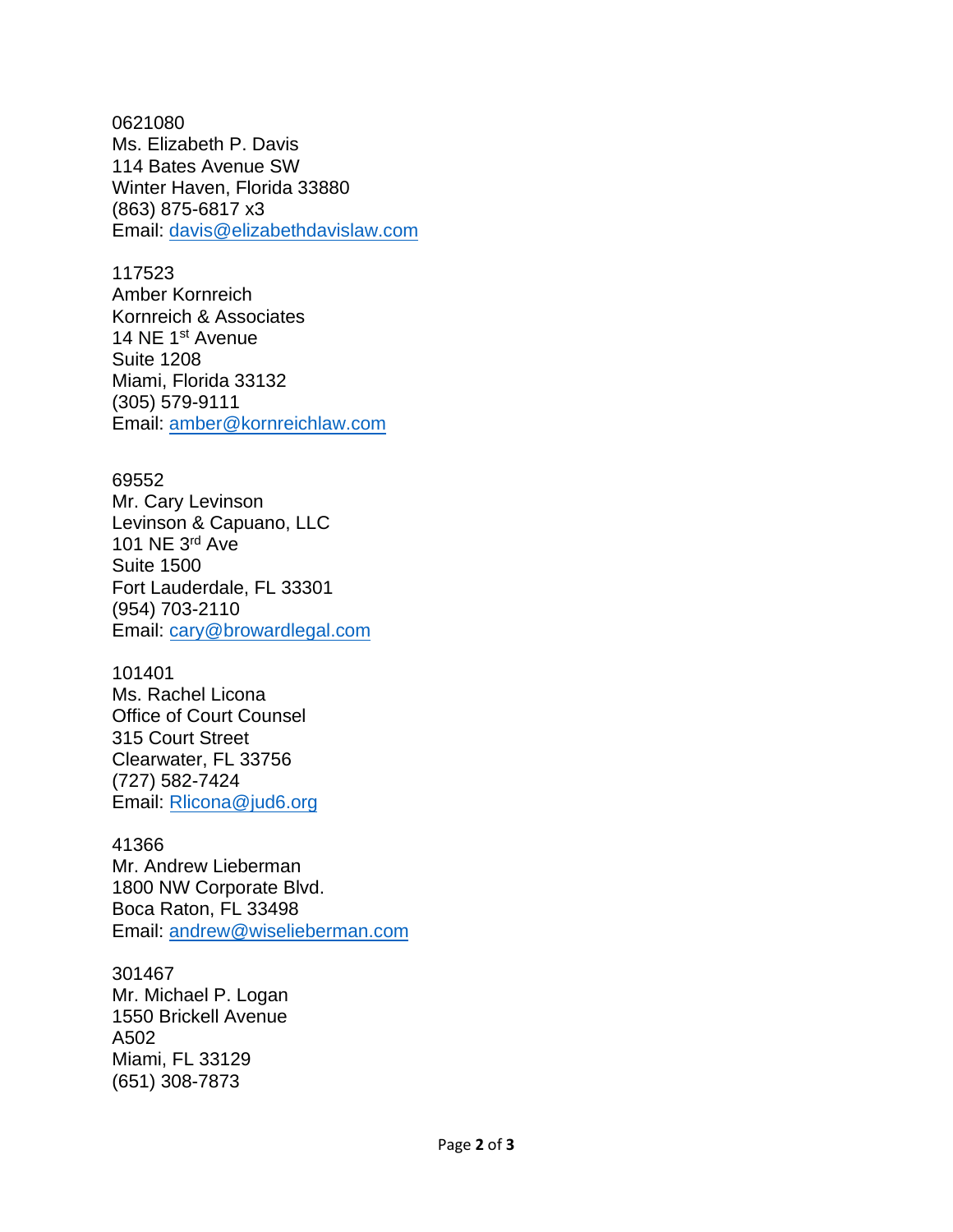0621080
Ms. Elizabeth P. Davis
114 Bates Avenue SW
Winter Haven, Florida 33880
(863) 875-6817 x3
Email: davis@elizabethdavislaw.com

117523
Amber Kornreich
Kornreich & Associates
14 NE 1st Avenue
Suite 1208
Miami, Florida 33132
(305) 579-9111
Email: amber@kornreichlaw.com

69552
Mr. Cary Levinson
Levinson & Capuano, LLC
101 NE 3rd Ave
Suite 1500
Fort Lauderdale, FL 33301
(954) 703-2110
Email: cary@browardlegal.com

101401
Ms. Rachel Licona
Office of Court Counsel
315 Court Street
Clearwater, FL 33756
(727) 582-7424
Email: Rlicona@jud6.org

41366
Mr. Andrew Lieberman
1800 NW Corporate Blvd.
Boca Raton, FL 33498
Email: andrew@wiselieberman.com

301467
Mr. Michael P. Logan
1550 Brickell Avenue
A502
Miami, FL 33129
(651) 308-7873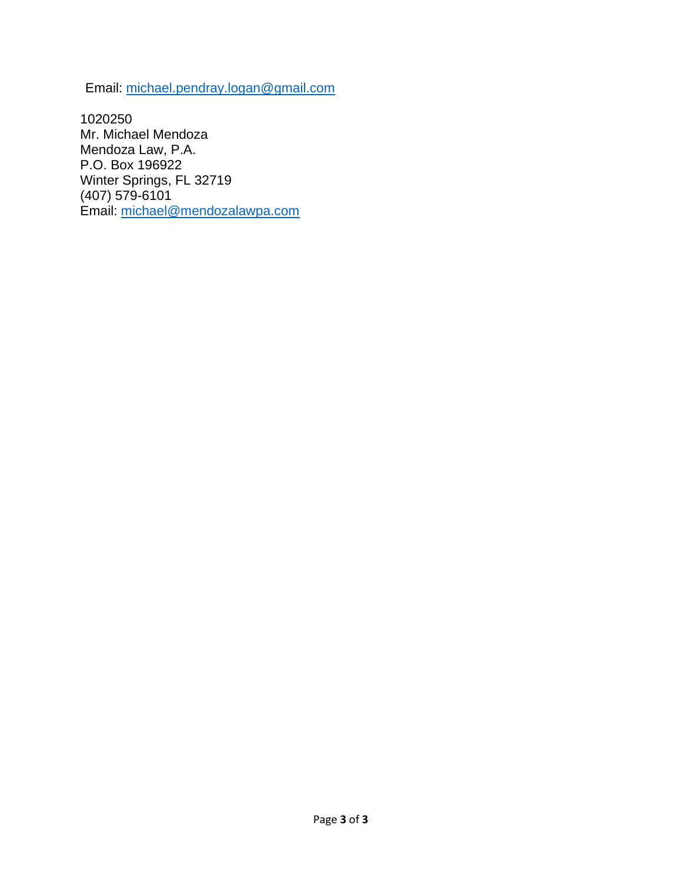Email: michael.pendray.logan@gmail.com

1020250
Mr. Michael Mendoza
Mendoza Law, P.A.
P.O. Box 196922
Winter Springs, FL 32719
(407) 579-6101
Email: michael@mendozalawpa.com